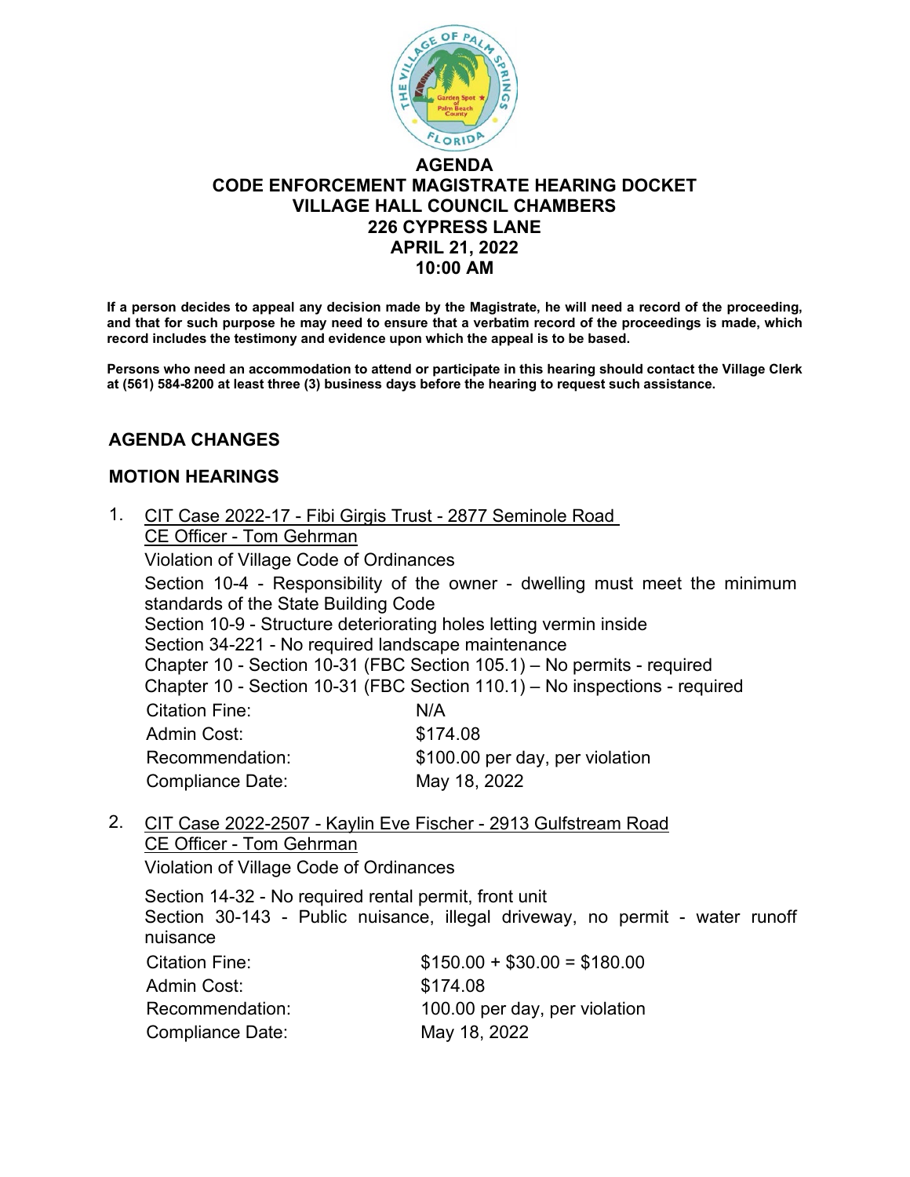# AGENDA
## CODE ENFORCEMENT MAGISTRATE HEARING DOCKET
## VILLAGE HALL COUNCIL CHAMBERS
## 226 CYPRESS LANE
## APRIL 21, 2022
## 10:00 AM

**If a person decides to appeal any decision made by the Magistrate, he will need a record of the proceeding, and that for such purpose he may need to ensure that a verbatim record of the proceedings is made, which record includes the testimony and evidence upon which the appeal is to be based.**

**Persons who need an accommodation to attend or participate in this hearing should contact the Village Clerk at (561) 584-8200 at least three (3) business days before the hearing to request such assistance.**

## AGENDA CHANGES

## MOTION HEARINGS

1. CIT Case 2022-17 - Fibi Girgis Trust - 2877 Seminole Road
   CE Officer - Tom Gehrman
   Violation of Village Code of Ordinances
   Section 10-4 - Responsibility of the owner - dwelling must meet the minimum standards of the State Building Code
   Section 10-9 - Structure deteriorating holes letting vermin inside
   Section 34-221 - No required landscape maintenance
   Chapter 10 - Section 10-31 (FBC Section 105.1) – No permits - required
   Chapter 10 - Section 10-31 (FBC Section 110.1) – No inspections - required

   | | |
   |---|---|
   | Citation Fine: | N/A |
   | Admin Cost: | $174.08 |
   | Recommendation: | $100.00 per day, per violation |
   | Compliance Date: | May 18, 2022 |

2. CIT Case 2022-2507 - Kaylin Eve Fischer - 2913 Gulfstream Road
   CE Officer - Tom Gehrman
   Violation of Village Code of Ordinances

   Section 14-32 - No required rental permit, front unit
   Section 30-143 - Public nuisance, illegal driveway, no permit - water runoff nuisance

   | | |
   |---|---|
   | Citation Fine: | $150.00 + $30.00 = $180.00 |
   | Admin Cost: | $174.08 |
   | Recommendation: | 100.00 per day, per violation |
   | Compliance Date: | May 18, 2022 |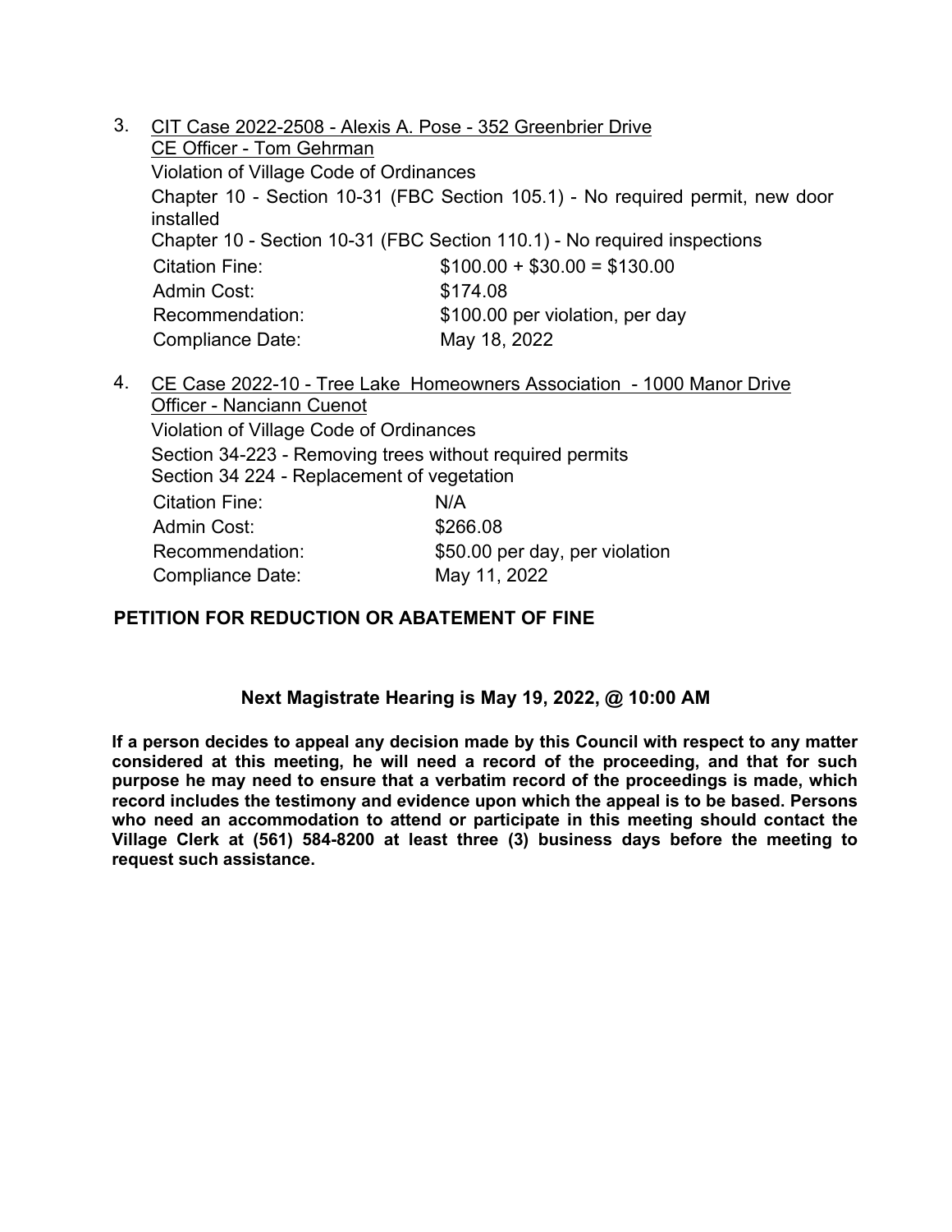3. <u>CIT Case 2022-2508 - Alexis A. Pose - 352 Greenbrier Drive</u>
   <u>CE Officer - Tom Gehrman</u>
   Violation of Village Code of Ordinances
   Chapter 10 - Section 10-31 (FBC Section 105.1) - No required permit, new door installed
   Chapter 10 - Section 10-31 (FBC Section 110.1) - No required inspections

| | |
|---|---|
| Citation Fine: | $100.00 + $30.00 = $130.00 |
| Admin Cost: | $174.08 |
| Recommendation: | $100.00 per violation, per day |
| Compliance Date: | May 18, 2022 |

4. <u>CE Case 2022-10 - Tree Lake Homeowners Association - 1000 Manor Drive</u>
   <u>Officer - Nanciann Cuenot</u>
   Violation of Village Code of Ordinances
   Section 34-223 - Removing trees without required permits
   Section 34 224 - Replacement of vegetation

| | |
|---|---|
| Citation Fine: | N/A |
| Admin Cost: | $266.08 |
| Recommendation: | $50.00 per day, per violation |
| Compliance Date: | May 11, 2022 |

**PETITION FOR REDUCTION OR ABATEMENT OF FINE**

**Next Magistrate Hearing is May 19, 2022, @ 10:00 AM**

**If a person decides to appeal any decision made by this Council with respect to any matter considered at this meeting, he will need a record of the proceeding, and that for such purpose he may need to ensure that a verbatim record of the proceedings is made, which record includes the testimony and evidence upon which the appeal is to be based. Persons who need an accommodation to attend or participate in this meeting should contact the Village Clerk at (561) 584-8200 at least three (3) business days before the meeting to request such assistance.**